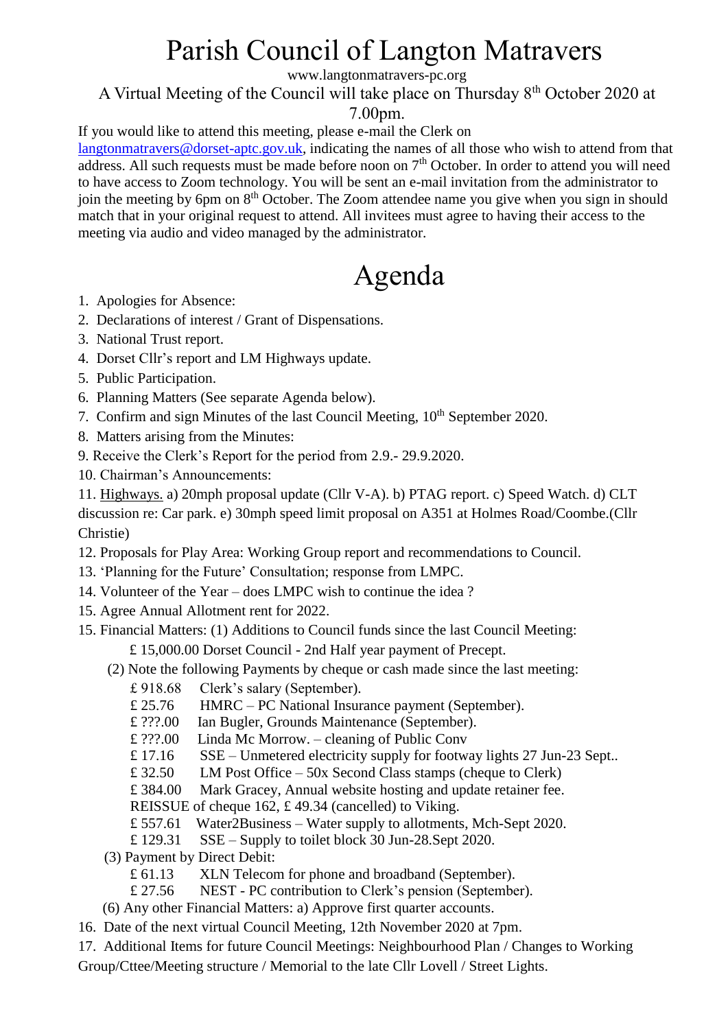# Parish Council of Langton Matravers

www.langtonmatravers-pc.org

A Virtual Meeting of the Council will take place on Thursday 8th October 2020 at 7.00pm.

If you would like to attend this meeting, please e-mail the Clerk on langtonmatravers@dorset-aptc.gov.uk, indicating the names of all those who wish to attend from that address. All such requests must be made before noon on 7th October. In order to attend you will need to have access to Zoom technology. You will be sent an e-mail invitation from the administrator to join the meeting by 6pm on 8th October. The Zoom attendee name you give when you sign in should match that in your original request to attend. All invitees must agree to having their access to the meeting via audio and video managed by the administrator.

# Agenda

1. Apologies for Absence:
2. Declarations of interest / Grant of Dispensations.
3. National Trust report.
4. Dorset Cllr's report and LM Highways update.
5. Public Participation.
6. Planning Matters (See separate Agenda below).
7. Confirm and sign Minutes of the last Council Meeting, 10th September 2020.
8. Matters arising from the Minutes:
9. Receive the Clerk's Report for the period from 2.9.- 29.9.2020.
10. Chairman's Announcements:
11. Highways. a) 20mph proposal update (Cllr V-A). b) PTAG report. c) Speed Watch. d) CLT discussion re: Car park. e) 30mph speed limit proposal on A351 at Holmes Road/Coombe.(Cllr Christie)
12. Proposals for Play Area: Working Group report and recommendations to Council.
13. 'Planning for the Future' Consultation; response from LMPC.
14. Volunteer of the Year – does LMPC wish to continue the idea ?
15. Agree Annual Allotment rent for 2022.
15. Financial Matters: (1) Additions to Council funds since the last Council Meeting:
    - £ 15,000.00 Dorset Council - 2nd Half year payment of Precept.

    (2) Note the following Payments by cheque or cash made since the last meeting:
    - £ 918.68 Clerk's salary (September).
    - £ 25.76 HMRC – PC National Insurance payment (September).
    - £ ???.00 Ian Bugler, Grounds Maintenance (September).
    - £ ???.00 Linda Mc Morrow. – cleaning of Public Conv
    - £ 17.16 SSE – Unmetered electricity supply for footway lights 27 Jun-23 Sept..
    - £ 32.50 LM Post Office – 50x Second Class stamps (cheque to Clerk)
    - £ 384.00 Mark Gracey, Annual website hosting and update retainer fee.
    - REISSUE of cheque 162, £ 49.34 (cancelled) to Viking.
    - £ 557.61 Water2Business – Water supply to allotments, Mch-Sept 2020.
    - £ 129.31 SSE – Supply to toilet block 30 Jun-28.Sept 2020.

    (3) Payment by Direct Debit:
    - £ 61.13 XLN Telecom for phone and broadband (September).
    - £ 27.56 NEST - PC contribution to Clerk's pension (September).

    (6) Any other Financial Matters: a) Approve first quarter accounts.
16. Date of the next virtual Council Meeting, 12th November 2020 at 7pm.
17. Additional Items for future Council Meetings: Neighbourhood Plan / Changes to Working Group/Cttee/Meeting structure / Memorial to the late Cllr Lovell / Street Lights.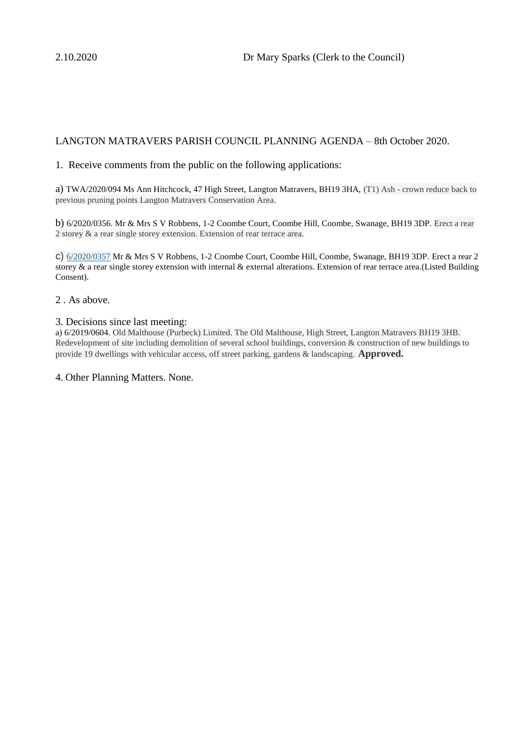2.10.2020 Dr Mary Sparks (Clerk to the Council)

LANGTON MATRAVERS PARISH COUNCIL PLANNING AGENDA – 8th October 2020.

1. Receive comments from the public on the following applications:

a) TWA/2020/094 Ms Ann Hitchcock, 47 High Street, Langton Matravers, BH19 3HA, (T1) Ash - crown reduce back to previous pruning points Langton Matravers Conservation Area.

b) 6/2020/0356. Mr & Mrs S V Robbens, 1-2 Coombe Court, Coombe Hill, Coombe, Swanage, BH19 3DP. Erect a rear 2 storey & a rear single storey extension. Extension of rear terrace area.

c) 6/2020/0357 Mr & Mrs S V Robbens, 1-2 Coombe Court, Coombe Hill, Coombe, Swanage, BH19 3DP. Erect a rear 2 storey & a rear single storey extension with internal & external alterations. Extension of rear terrace area.(Listed Building Consent).

2 . As above.

3. Decisions since last meeting:

a) 6/2019/0604. Old Malthouse (Purbeck) Limited. The Old Malthouse, High Street, Langton Matravers BH19 3HB. Redevelopment of site including demolition of several school buildings, conversion & construction of new buildings to provide 19 dwellings with vehicular access, off street parking, gardens & landscaping. **Approved.**

4. Other Planning Matters. None.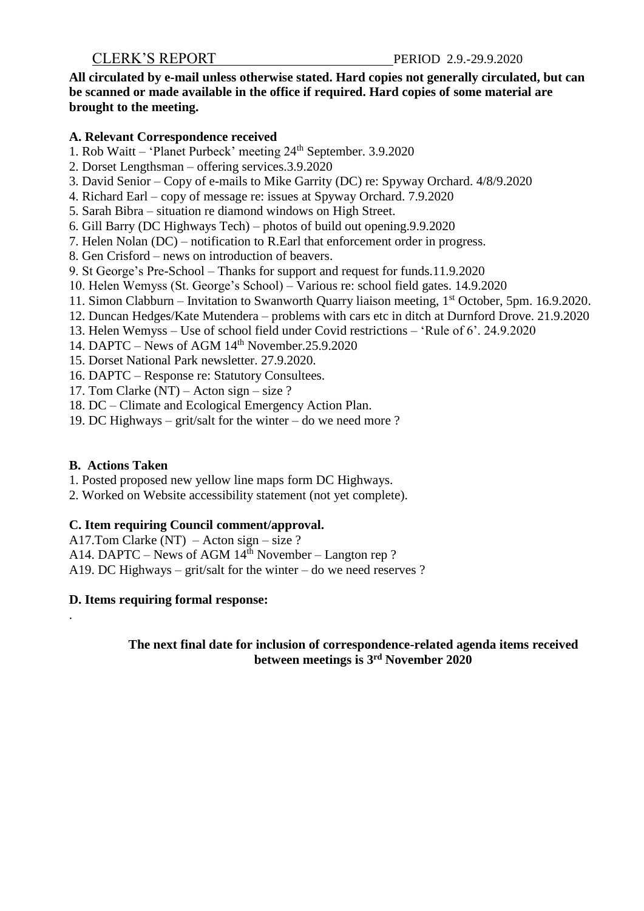CLERK'S REPORT PERIOD 2.9.-29.9.2020

**All circulated by e-mail unless otherwise stated. Hard copies not generally circulated, but can be scanned or made available in the office if required. Hard copies of some material are brought to the meeting.**

### A. Relevant Correspondence received

1. Rob Waitt – 'Planet Purbeck' meeting 24th September. 3.9.2020
2. Dorset Lengthsman – offering services.3.9.2020
3. David Senior – Copy of e-mails to Mike Garrity (DC) re: Spyway Orchard. 4/8/9.2020
4. Richard Earl – copy of message re: issues at Spyway Orchard. 7.9.2020
5. Sarah Bibra – situation re diamond windows on High Street.
6. Gill Barry (DC Highways Tech) – photos of build out opening.9.9.2020
7. Helen Nolan (DC) – notification to R.Earl that enforcement order in progress.
8. Gen Crisford – news on introduction of beavers.
9. St George's Pre-School – Thanks for support and request for funds.11.9.2020
10. Helen Wemyss (St. George's School) – Various re: school field gates. 14.9.2020
11. Simon Clabburn – Invitation to Swanworth Quarry liaison meeting, 1st October, 5pm. 16.9.2020.
12. Duncan Hedges/Kate Mutendera – problems with cars etc in ditch at Durnford Drove. 21.9.2020
13. Helen Wemyss – Use of school field under Covid restrictions – 'Rule of 6'. 24.9.2020
14. DAPTC – News of AGM 14th November.25.9.2020
15. Dorset National Park newsletter. 27.9.2020.
16. DAPTC – Response re: Statutory Consultees.
17. Tom Clarke (NT) – Acton sign – size ?
18. DC – Climate and Ecological Emergency Action Plan.
19. DC Highways – grit/salt for the winter – do we need more ?

### B. Actions Taken

1. Posted proposed new yellow line maps form DC Highways.
2. Worked on Website accessibility statement (not yet complete).

### C. Item requiring Council comment/approval.

A17.Tom Clarke (NT) – Acton sign – size ?
A14. DAPTC – News of AGM 14th November – Langton rep ?
A19. DC Highways – grit/salt for the winter – do we need reserves ?

### D. Items requiring formal response:

.

**The next final date for inclusion of correspondence-related agenda items received between meetings is 3rd November 2020**